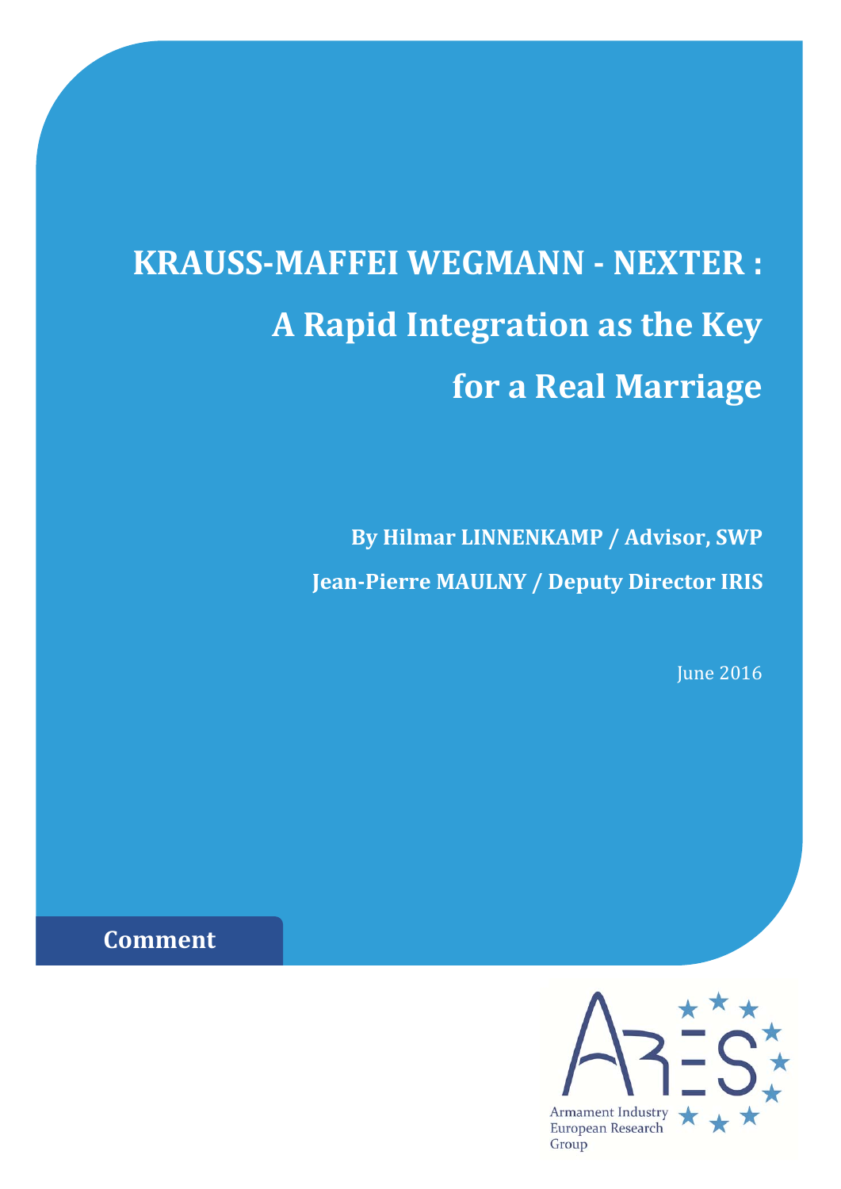# KRAUSS-MAFFEI WEGMANN - NEXTER : A Rapid Integration as the Key for a Real Marriage

**By Hilmar LINNENKAMP / Advisor, SWP**

**Jean-Pierre MAULNY / Deputy Director IRIS**

June 2016

**Comment**

Armament Industry European Research Group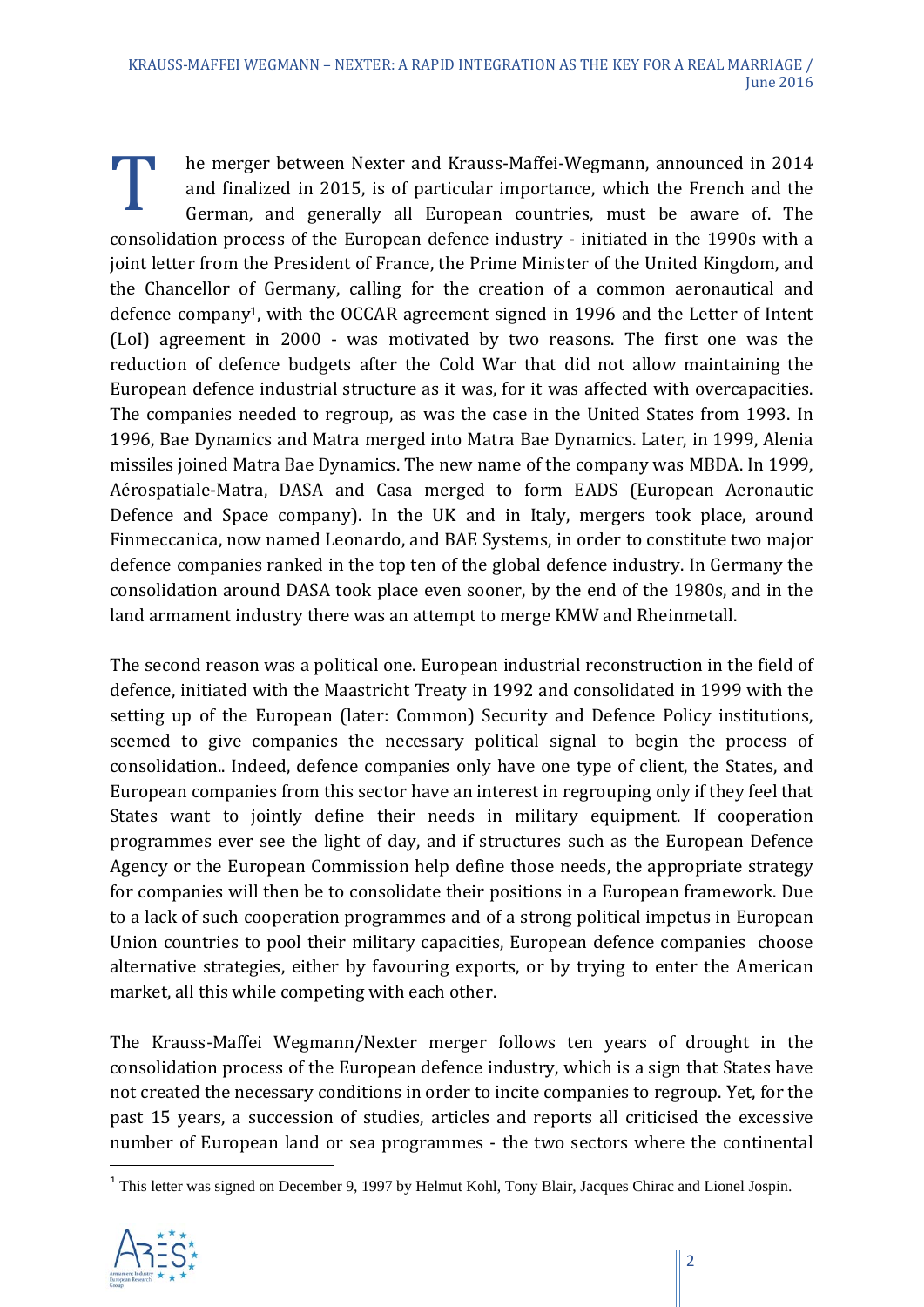The merger between Nexter and Krauss-Maffei-Wegmann, announced in 2014 and finalized in 2015, is of particular importance, which the French and the German, and generally all European countries, must be aware of. The consolidation process of the European defence industry - initiated in the 1990s with a joint letter from the President of France, the Prime Minister of the United Kingdom, and the Chancellor of Germany, calling for the creation of a common aeronautical and defence company[1], with the OCCAR agreement signed in 1996 and the Letter of Intent (LoI) agreement in 2000 - was motivated by two reasons. The first one was the reduction of defence budgets after the Cold War that did not allow maintaining the European defence industrial structure as it was, for it was affected with overcapacities. The companies needed to regroup, as was the case in the United States from 1993. In 1996, Bae Dynamics and Matra merged into Matra Bae Dynamics. Later, in 1999, Alenia missiles joined Matra Bae Dynamics. The new name of the company was MBDA. In 1999, Aérospatiale-Matra, DASA and Casa merged to form EADS (European Aeronautic Defence and Space company). In the UK and in Italy, mergers took place, around Finmeccanica, now named Leonardo, and BAE Systems, in order to constitute two major defence companies ranked in the top ten of the global defence industry. In Germany the consolidation around DASA took place even sooner, by the end of the 1980s, and in the land armament industry there was an attempt to merge KMW and Rheinmetall.

The second reason was a political one. European industrial reconstruction in the field of defence, initiated with the Maastricht Treaty in 1992 and consolidated in 1999 with the setting up of the European (later: Common) Security and Defence Policy institutions, seemed to give companies the necessary political signal to begin the process of consolidation.. Indeed, defence companies only have one type of client, the States, and European companies from this sector have an interest in regrouping only if they feel that States want to jointly define their needs in military equipment. If cooperation programmes ever see the light of day, and if structures such as the European Defence Agency or the European Commission help define those needs, the appropriate strategy for companies will then be to consolidate their positions in a European framework. Due to a lack of such cooperation programmes and of a strong political impetus in European Union countries to pool their military capacities, European defence companies choose alternative strategies, either by favouring exports, or by trying to enter the American market, all this while competing with each other.

The Krauss-Maffei Wegmann/Nexter merger follows ten years of drought in the consolidation process of the European defence industry, which is a sign that States have not created the necessary conditions in order to incite companies to regroup. Yet, for the past 15 years, a succession of studies, articles and reports all criticised the excessive number of European land or sea programmes - the two sectors where the continental

[1] This letter was signed on December 9, 1997 by Helmut Kohl, Tony Blair, Jacques Chirac and Lionel Jospin.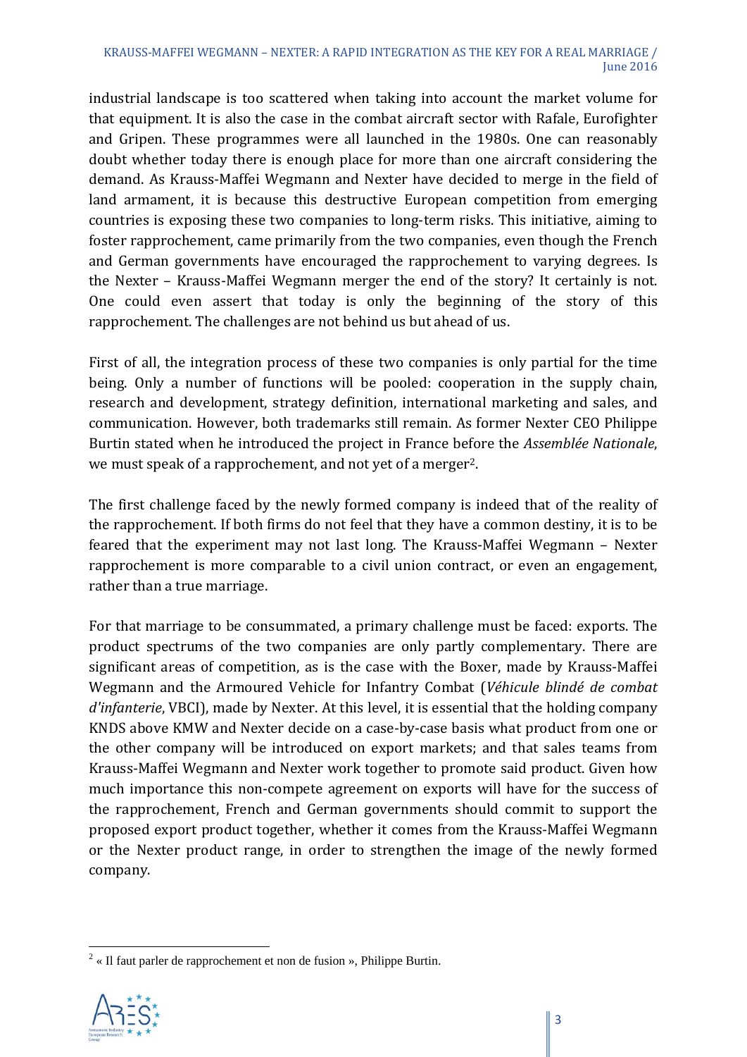industrial landscape is too scattered when taking into account the market volume for that equipment. It is also the case in the combat aircraft sector with Rafale, Eurofighter and Gripen. These programmes were all launched in the 1980s. One can reasonably doubt whether today there is enough place for more than one aircraft considering the demand. As Krauss-Maffei Wegmann and Nexter have decided to merge in the field of land armament, it is because this destructive European competition from emerging countries is exposing these two companies to long-term risks. This initiative, aiming to foster rapprochement, came primarily from the two companies, even though the French and German governments have encouraged the rapprochement to varying degrees. Is the Nexter – Krauss-Maffei Wegmann merger the end of the story? It certainly is not. One could even assert that today is only the beginning of the story of this rapprochement. The challenges are not behind us but ahead of us.

First of all, the integration process of these two companies is only partial for the time being. Only a number of functions will be pooled: cooperation in the supply chain, research and development, strategy definition, international marketing and sales, and communication. However, both trademarks still remain. As former Nexter CEO Philippe Burtin stated when he introduced the project in France before the *Assemblée Nationale*, we must speak of a rapprochement, and not yet of a merger[2].

The first challenge faced by the newly formed company is indeed that of the reality of the rapprochement. If both firms do not feel that they have a common destiny, it is to be feared that the experiment may not last long. The Krauss-Maffei Wegmann – Nexter rapprochement is more comparable to a civil union contract, or even an engagement, rather than a true marriage.

For that marriage to be consummated, a primary challenge must be faced: exports. The product spectrums of the two companies are only partly complementary. There are significant areas of competition, as is the case with the Boxer, made by Krauss-Maffei Wegmann and the Armoured Vehicle for Infantry Combat (*Véhicule blindé de combat d'infanterie*, VBCI), made by Nexter. At this level, it is essential that the holding company KNDS above KMW and Nexter decide on a case-by-case basis what product from one or the other company will be introduced on export markets; and that sales teams from Krauss-Maffei Wegmann and Nexter work together to promote said product. Given how much importance this non-compete agreement on exports will have for the success of the rapprochement, French and German governments should commit to support the proposed export product together, whether it comes from the Krauss-Maffei Wegmann or the Nexter product range, in order to strengthen the image of the newly formed company.

---

[2] « Il faut parler de rapprochement et non de fusion », Philippe Burtin.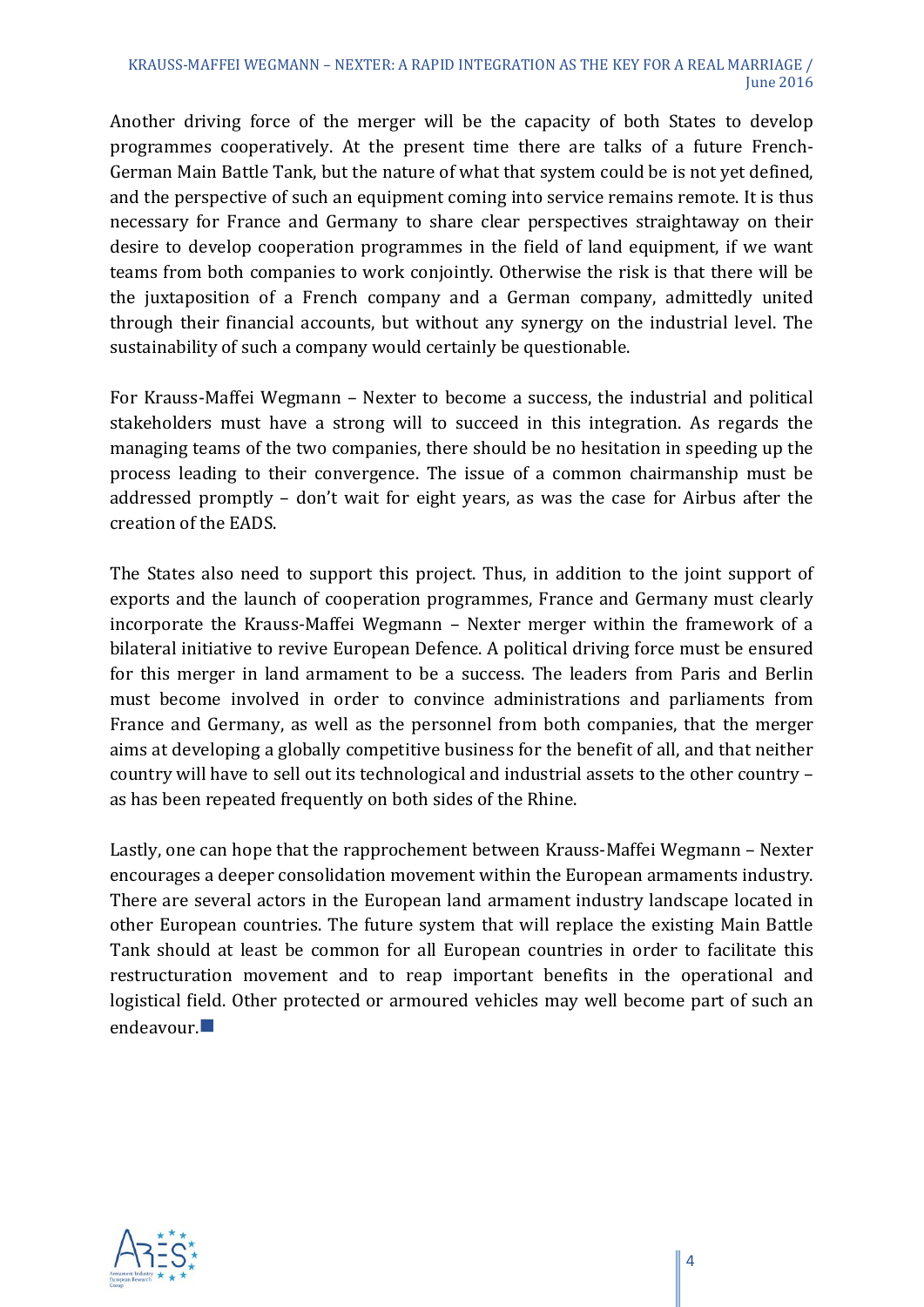Another driving force of the merger will be the capacity of both States to develop programmes cooperatively. At the present time there are talks of a future French-German Main Battle Tank, but the nature of what that system could be is not yet defined, and the perspective of such an equipment coming into service remains remote. It is thus necessary for France and Germany to share clear perspectives straightaway on their desire to develop cooperation programmes in the field of land equipment, if we want teams from both companies to work conjointly. Otherwise the risk is that there will be the juxtaposition of a French company and a German company, admittedly united through their financial accounts, but without any synergy on the industrial level. The sustainability of such a company would certainly be questionable.

For Krauss-Maffei Wegmann – Nexter to become a success, the industrial and political stakeholders must have a strong will to succeed in this integration. As regards the managing teams of the two companies, there should be no hesitation in speeding up the process leading to their convergence. The issue of a common chairmanship must be addressed promptly – don't wait for eight years, as was the case for Airbus after the creation of the EADS.

The States also need to support this project. Thus, in addition to the joint support of exports and the launch of cooperation programmes, France and Germany must clearly incorporate the Krauss-Maffei Wegmann – Nexter merger within the framework of a bilateral initiative to revive European Defence. A political driving force must be ensured for this merger in land armament to be a success. The leaders from Paris and Berlin must become involved in order to convince administrations and parliaments from France and Germany, as well as the personnel from both companies, that the merger aims at developing a globally competitive business for the benefit of all, and that neither country will have to sell out its technological and industrial assets to the other country – as has been repeated frequently on both sides of the Rhine.

Lastly, one can hope that the rapprochement between Krauss-Maffei Wegmann – Nexter encourages a deeper consolidation movement within the European armaments industry. There are several actors in the European land armament industry landscape located in other European countries. The future system that will replace the existing Main Battle Tank should at least be common for all European countries in order to facilitate this restructuration movement and to reap important benefits in the operational and logistical field. Other protected or armoured vehicles may well become part of such an endeavour. ■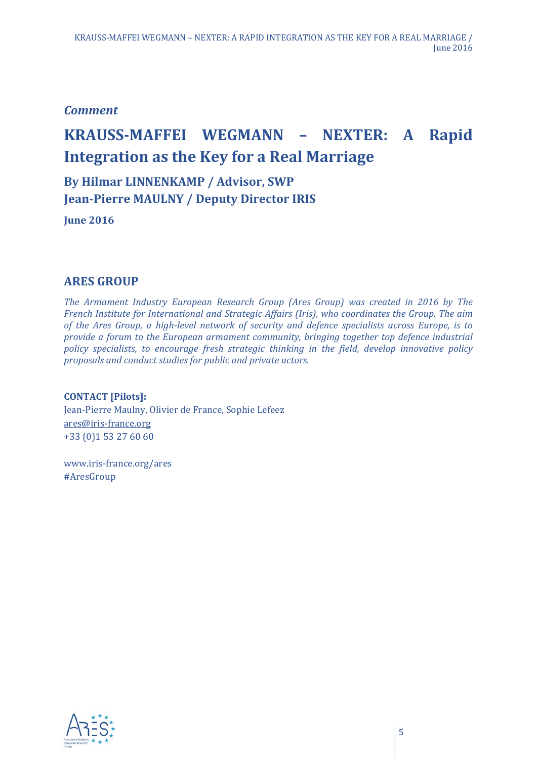*Comment*

# KRAUSS-MAFFEI WEGMANN – NEXTER: A Rapid Integration as the Key for a Real Marriage

**By Hilmar LINNENKAMP / Advisor, SWP**
**Jean-Pierre MAULNY / Deputy Director IRIS**

**June 2016**

## ARES GROUP

*The Armament Industry European Research Group (Ares Group) was created in 2016 by The French Institute for International and Strategic Affairs (Iris), who coordinates the Group. The aim of the Ares Group, a high-level network of security and defence specialists across Europe, is to provide a forum to the European armament community, bringing together top defence industrial policy specialists, to encourage fresh strategic thinking in the field, develop innovative policy proposals and conduct studies for public and private actors.*

**CONTACT [Pilots]:**
Jean-Pierre Maulny, Olivier de France, Sophie Lefeez
ares@iris-france.org
+33 (0)1 53 27 60 60

www.iris-france.org/ares
#AresGroup